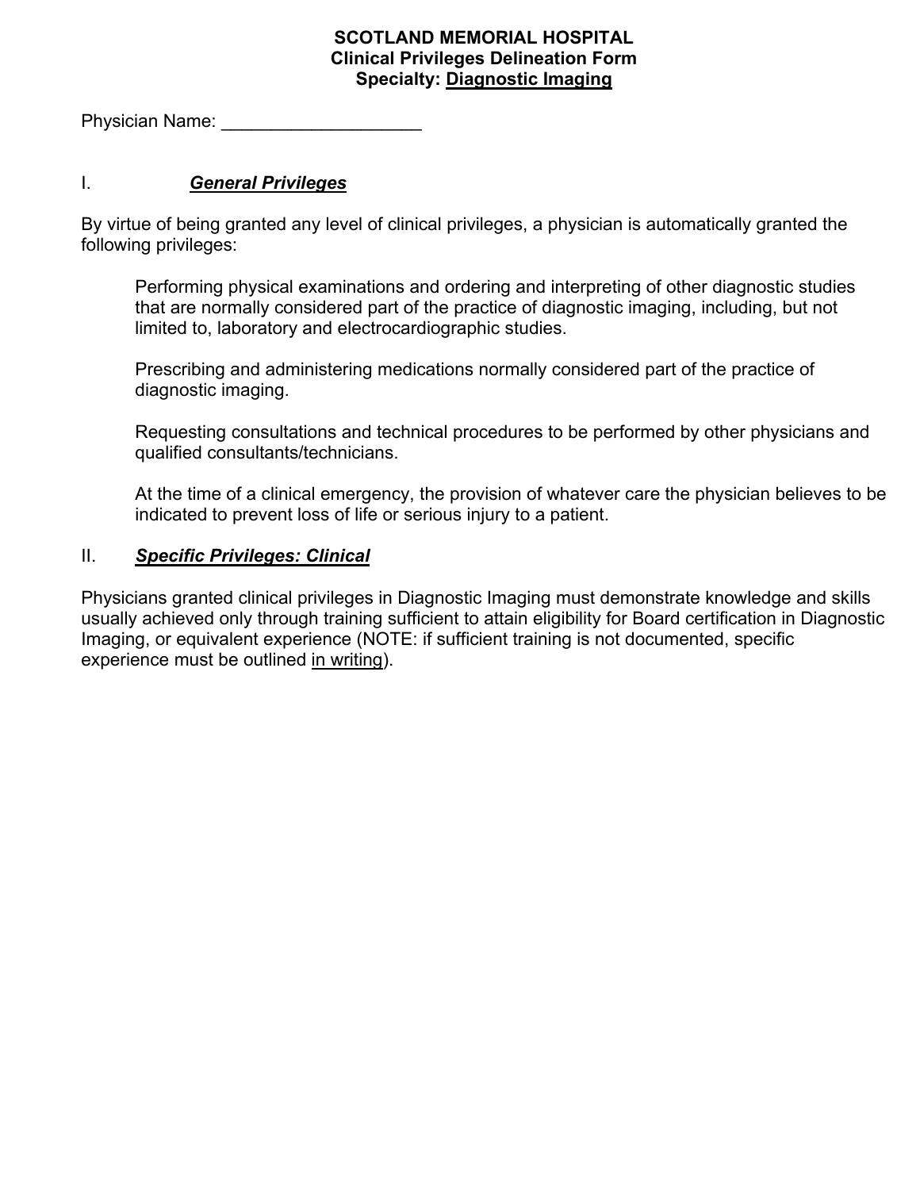**SCOTLAND MEMORIAL HOSPITAL**
**Clinical Privileges Delineation Form**
**Specialty: Diagnostic Imaging**

Physician Name: ____________________

## I. ***General Privileges***

By virtue of being granted any level of clinical privileges, a physician is automatically granted the following privileges:

> Performing physical examinations and ordering and interpreting of other diagnostic studies that are normally considered part of the practice of diagnostic imaging, including, but not limited to, laboratory and electrocardiographic studies.
>
> Prescribing and administering medications normally considered part of the practice of diagnostic imaging.
>
> Requesting consultations and technical procedures to be performed by other physicians and qualified consultants/technicians.
>
> At the time of a clinical emergency, the provision of whatever care the physician believes to be indicated to prevent loss of life or serious injury to a patient.

## II. ***Specific Privileges: Clinical***

Physicians granted clinical privileges in Diagnostic Imaging must demonstrate knowledge and skills usually achieved only through training sufficient to attain eligibility for Board certification in Diagnostic Imaging, or equivalent experience (NOTE: if sufficient training is not documented, specific experience must be outlined in writing).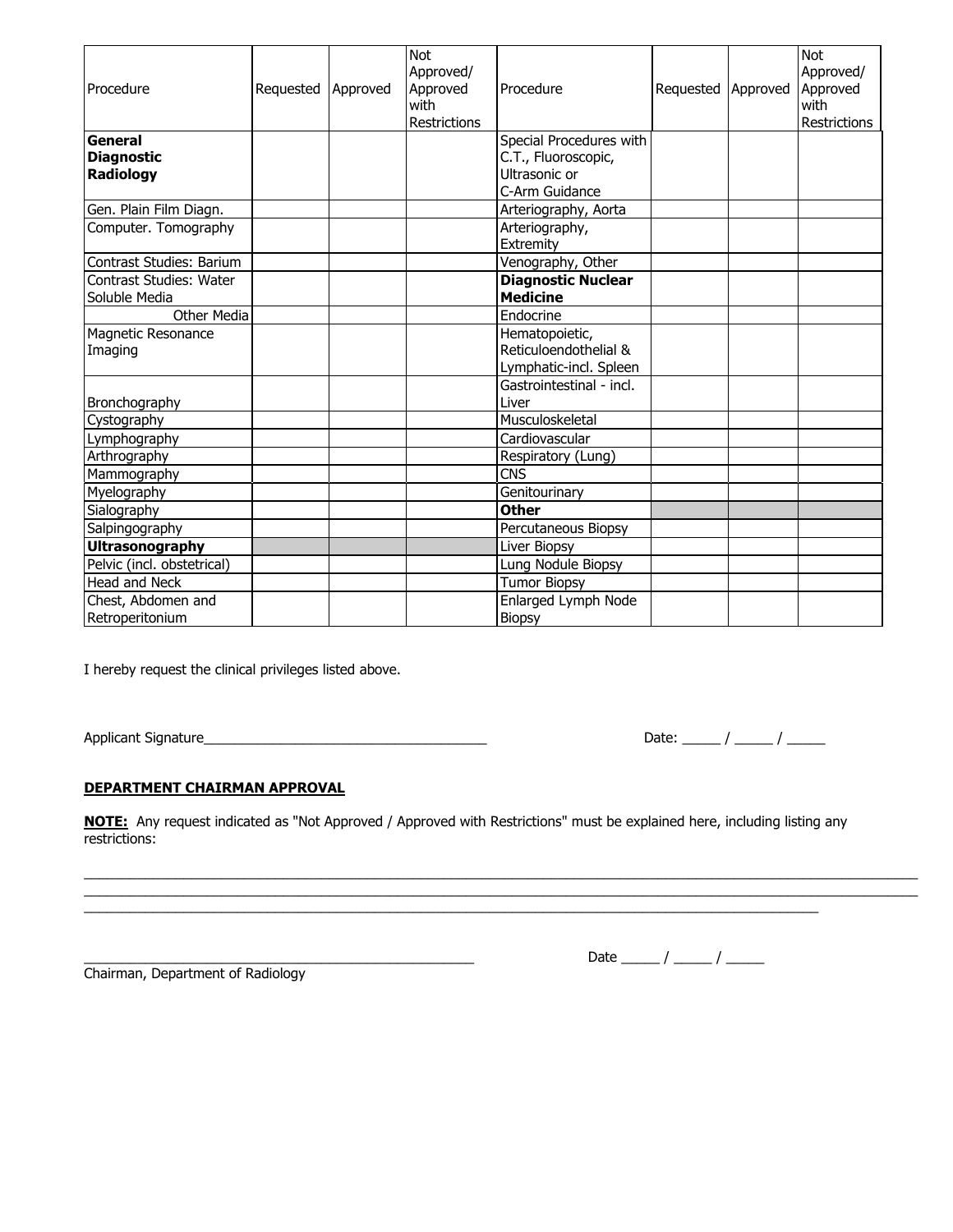| Procedure | Requested | Approved | Not Approved/ Approved with Restrictions | Procedure | Requested | Approved | Not Approved/ Approved with Restrictions |
|---|---|---|---|---|---|---|---|
| **General Diagnostic Radiology** | | | | Special Procedures with C.T., Fluoroscopic, Ultrasonic or C-Arm Guidance | | | |
| Gen. Plain Film Diagn. | | | | Arteriography, Aorta | | | |
| Computer. Tomography | | | | Arteriography, Extremity | | | |
| Contrast Studies: Barium | | | | Venography, Other | | | |
| Contrast Studies: Water Soluble Media | | | | **Diagnostic Nuclear Medicine** | | | |
| Other Media | | | | Endocrine | | | |
| Magnetic Resonance Imaging | | | | Hematopoietic, Reticuloendothelial & Lymphatic-incl. Spleen | | | |
| Bronchography | | | | Gastrointestinal - incl. Liver | | | |
| Cystography | | | | Musculoskeletal | | | |
| Lymphography | | | | Cardiovascular | | | |
| Arthrography | | | | Respiratory (Lung) | | | |
| Mammography | | | | CNS | | | |
| Myelography | | | | Genitourinary | | | |
| Sialography | | | | **Other** | | | |
| Salpingography | | | | Percutaneous Biopsy | | | |
| **Ultrasonography** | | | | Liver Biopsy | | | |
| Pelvic (incl. obstetrical) | | | | Lung Nodule Biopsy | | | |
| Head and Neck | | | | Tumor Biopsy | | | |
| Chest, Abdomen and Retroperitonium | | | | Enlarged Lymph Node Biopsy | | | |

I hereby request the clinical privileges listed above.

Applicant Signature______________________________________ Date: _____ / _____ / _____

**DEPARTMENT CHAIRMAN APPROVAL**

**NOTE:** Any request indicated as "Not Approved / Approved with Restrictions" must be explained here, including listing any restrictions:

______________________________________________________________________________________________________

______________________________________________________________________________________________________

__________________________________________________________________________________________

______________________________________________________ Date _____ / _____ / _____

Chairman, Department of Radiology